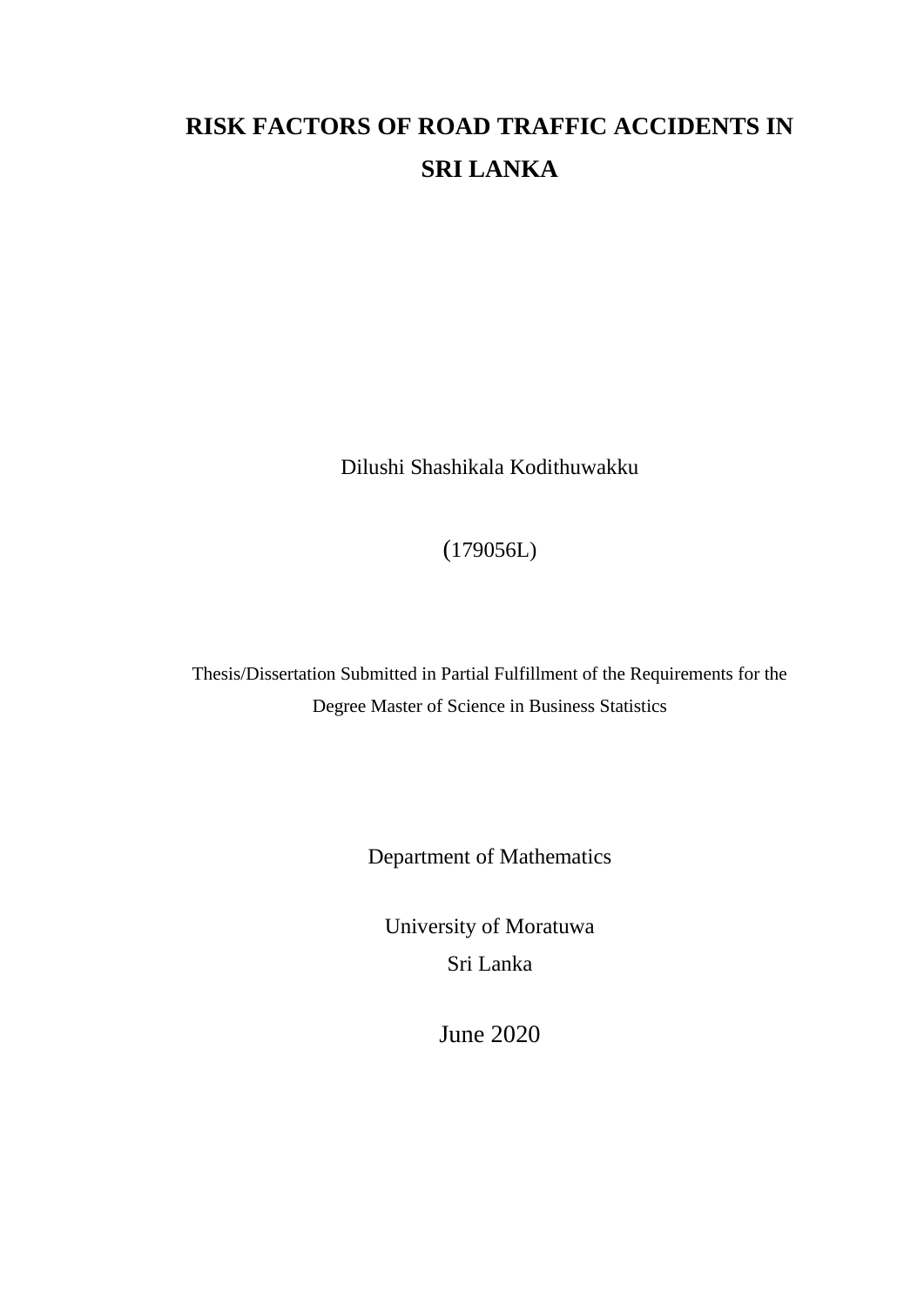# RISK FACTORS OF ROAD TRAFFIC ACCIDENTS IN SRI LANKA

Dilushi Shashikala Kodithuwakku

(179056L)

Thesis/Dissertation Submitted in Partial Fulfillment of the Requirements for the Degree Master of Science in Business Statistics

Department of Mathematics

University of Moratuwa
Sri Lanka

June 2020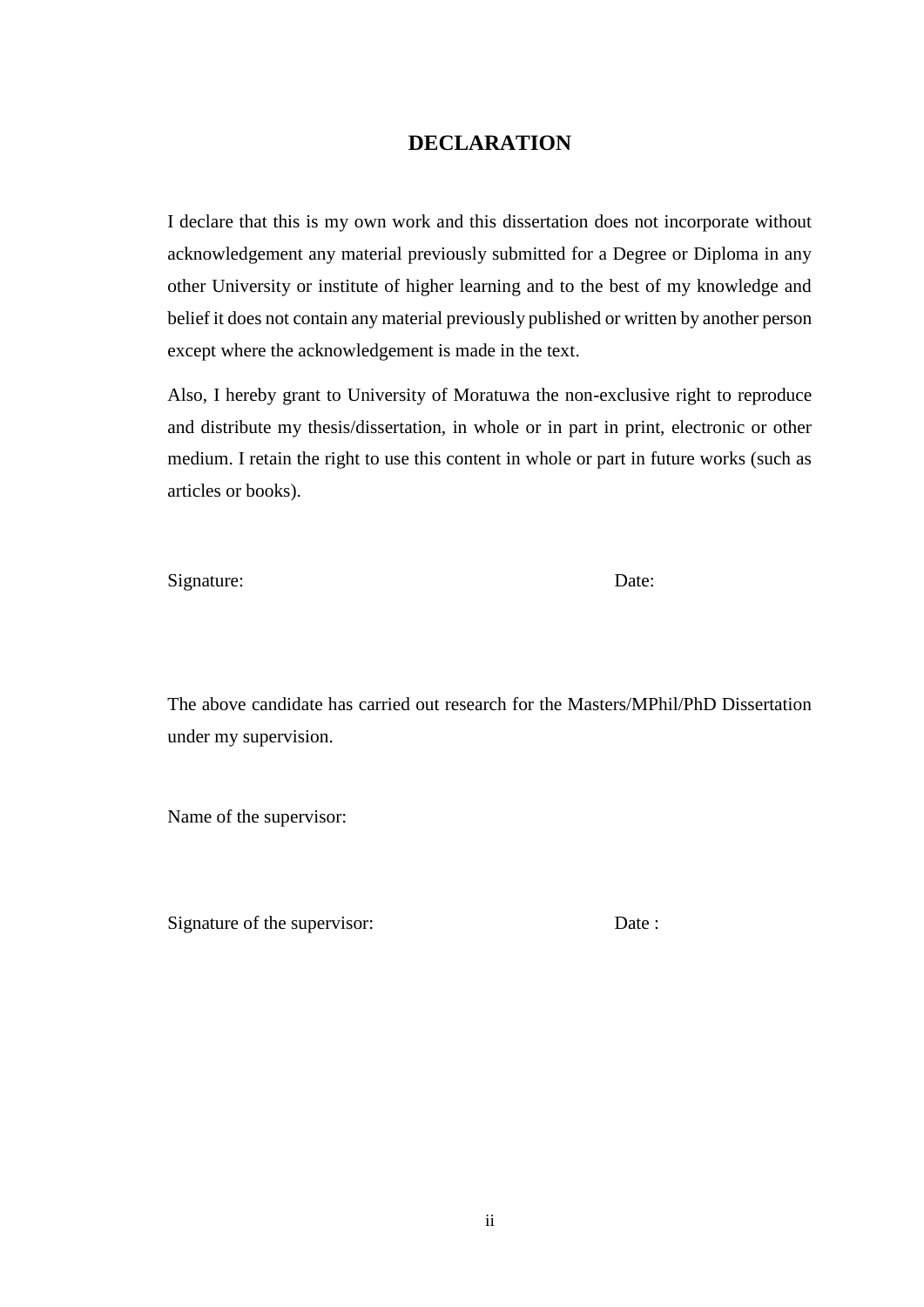# DECLARATION

I declare that this is my own work and this dissertation does not incorporate without acknowledgement any material previously submitted for a Degree or Diploma in any other University or institute of higher learning and to the best of my knowledge and belief it does not contain any material previously published or written by another person except where the acknowledgement is made in the text.

Also, I hereby grant to University of Moratuwa the non-exclusive right to reproduce and distribute my thesis/dissertation, in whole or in part in print, electronic or other medium. I retain the right to use this content in whole or part in future works (such as articles or books).

Signature: Date:

The above candidate has carried out research for the Masters/MPhil/PhD Dissertation under my supervision.

Name of the supervisor:

Signature of the supervisor: Date :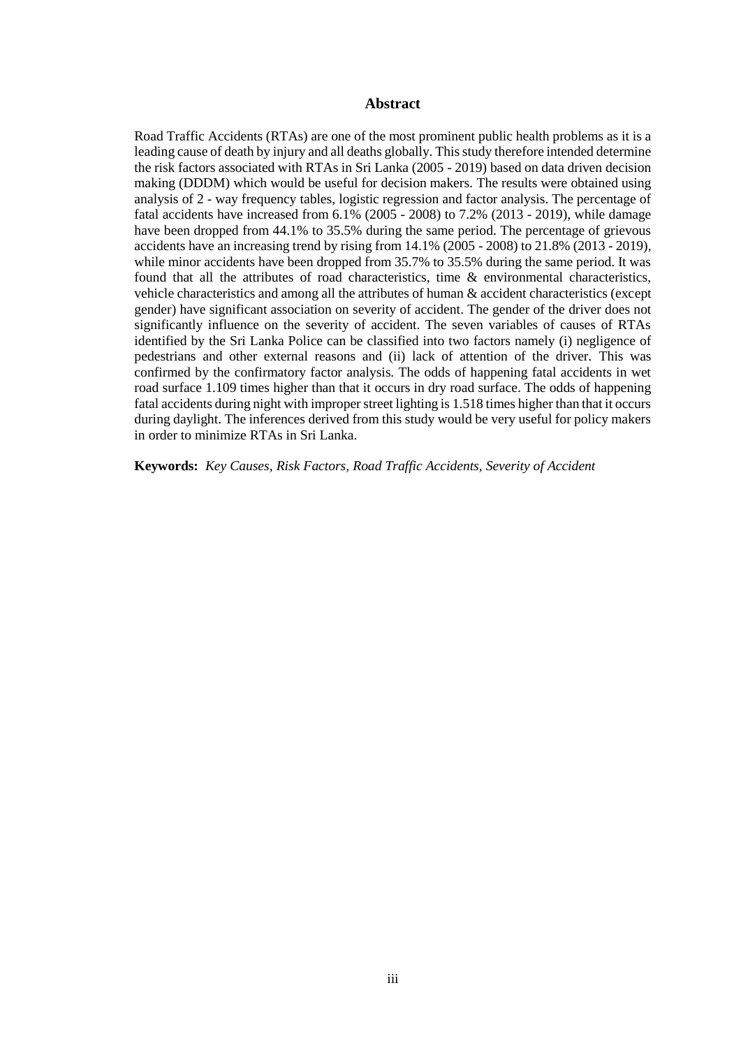## Abstract

Road Traffic Accidents (RTAs) are one of the most prominent public health problems as it is a leading cause of death by injury and all deaths globally. This study therefore intended determine the risk factors associated with RTAs in Sri Lanka (2005 - 2019) based on data driven decision making (DDDM) which would be useful for decision makers. The results were obtained using analysis of 2 - way frequency tables, logistic regression and factor analysis. The percentage of fatal accidents have increased from 6.1% (2005 - 2008) to 7.2% (2013 - 2019), while damage have been dropped from 44.1% to 35.5% during the same period. The percentage of grievous accidents have an increasing trend by rising from 14.1% (2005 - 2008) to 21.8% (2013 - 2019), while minor accidents have been dropped from 35.7% to 35.5% during the same period. It was found that all the attributes of road characteristics, time & environmental characteristics, vehicle characteristics and among all the attributes of human & accident characteristics (except gender) have significant association on severity of accident. The gender of the driver does not significantly influence on the severity of accident. The seven variables of causes of RTAs identified by the Sri Lanka Police can be classified into two factors namely (i) negligence of pedestrians and other external reasons and (ii) lack of attention of the driver. This was confirmed by the confirmatory factor analysis. The odds of happening fatal accidents in wet road surface 1.109 times higher than that it occurs in dry road surface. The odds of happening fatal accidents during night with improper street lighting is 1.518 times higher than that it occurs during daylight. The inferences derived from this study would be very useful for policy makers in order to minimize RTAs in Sri Lanka.

**Keywords:** *Key Causes, Risk Factors, Road Traffic Accidents, Severity of Accident*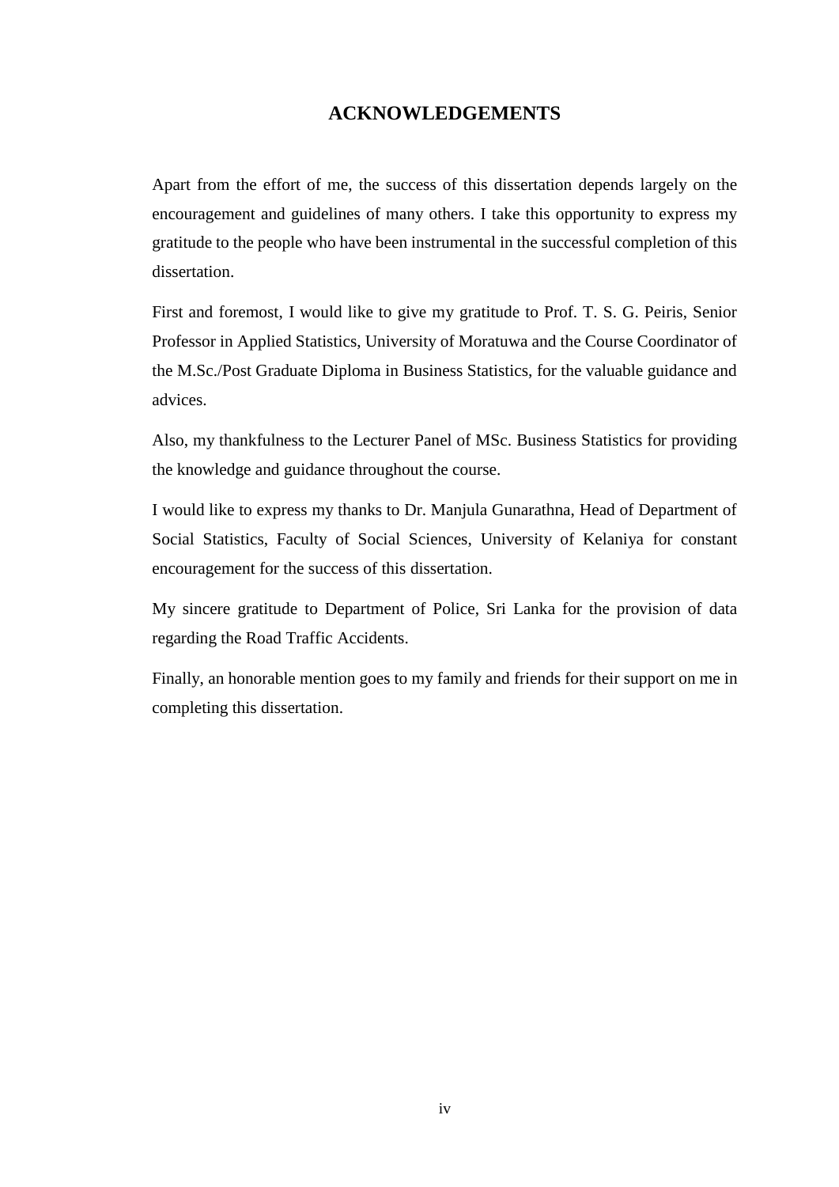# ACKNOWLEDGEMENTS

Apart from the effort of me, the success of this dissertation depends largely on the encouragement and guidelines of many others. I take this opportunity to express my gratitude to the people who have been instrumental in the successful completion of this dissertation.

First and foremost, I would like to give my gratitude to Prof. T. S. G. Peiris, Senior Professor in Applied Statistics, University of Moratuwa and the Course Coordinator of the M.Sc./Post Graduate Diploma in Business Statistics, for the valuable guidance and advices.

Also, my thankfulness to the Lecturer Panel of MSc. Business Statistics for providing the knowledge and guidance throughout the course.

I would like to express my thanks to Dr. Manjula Gunarathna, Head of Department of Social Statistics, Faculty of Social Sciences, University of Kelaniya for constant encouragement for the success of this dissertation.

My sincere gratitude to Department of Police, Sri Lanka for the provision of data regarding the Road Traffic Accidents.

Finally, an honorable mention goes to my family and friends for their support on me in completing this dissertation.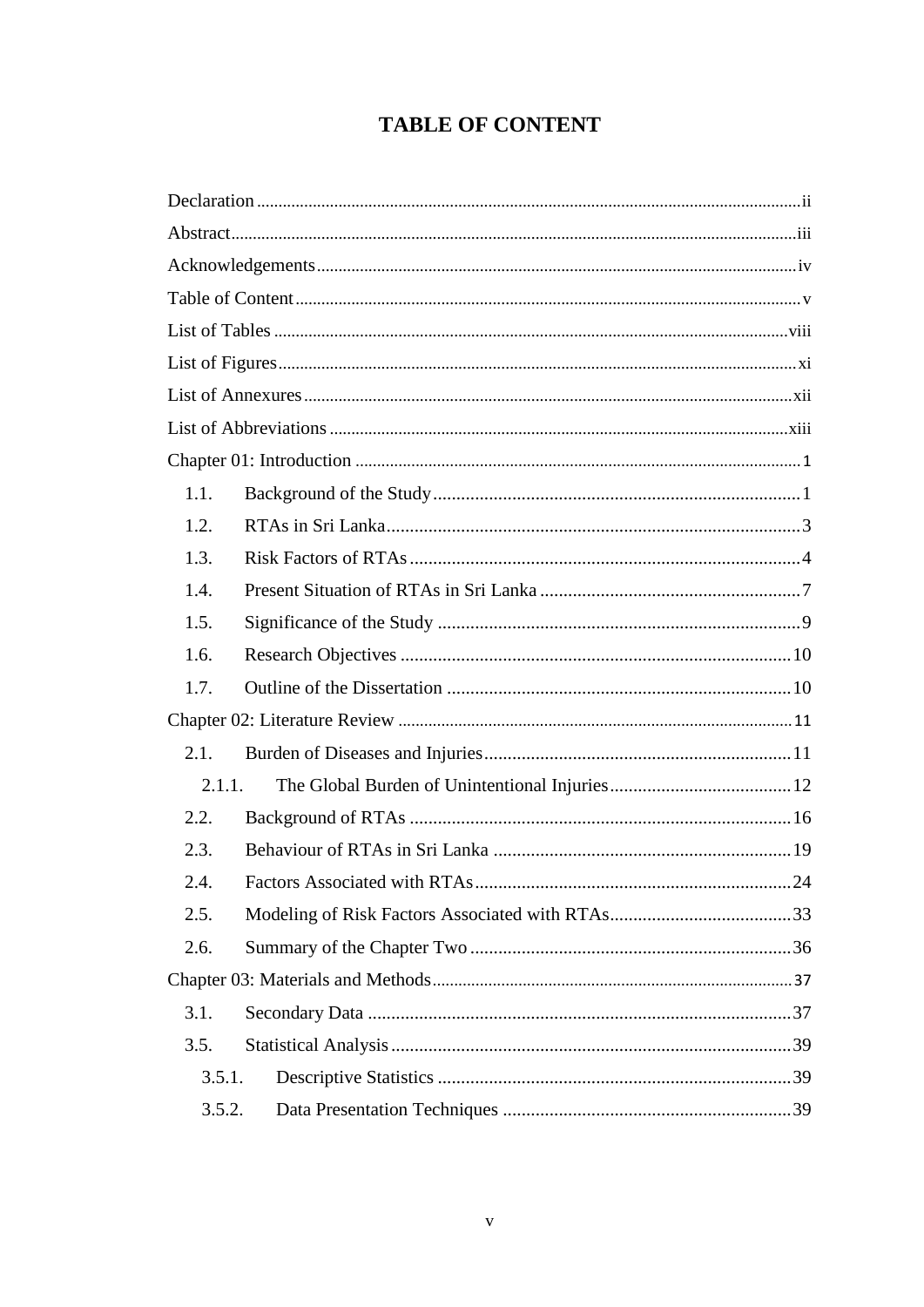# TABLE OF CONTENT

Declaration ii

Abstract iii

Acknowledgements iv

Table of Content v

List of Tables viii

List of Figures xi

List of Annexures xii

List of Abbreviations xiii

Chapter 01: Introduction 1

- 1.1. Background of the Study 1
- 1.2. RTAs in Sri Lanka 3
- 1.3. Risk Factors of RTAs 4
- 1.4. Present Situation of RTAs in Sri Lanka 7
- 1.5. Significance of the Study 9
- 1.6. Research Objectives 10
- 1.7. Outline of the Dissertation 10

Chapter 02: Literature Review 11

- 2.1. Burden of Diseases and Injuries 11
  - 2.1.1. The Global Burden of Unintentional Injuries 12
- 2.2. Background of RTAs 16
- 2.3. Behaviour of RTAs in Sri Lanka 19
- 2.4. Factors Associated with RTAs 24
- 2.5. Modeling of Risk Factors Associated with RTAs 33
- 2.6. Summary of the Chapter Two 36

Chapter 03: Materials and Methods 37

- 3.1. Secondary Data 37
- 3.5. Statistical Analysis 39
  - 3.5.1. Descriptive Statistics 39
  - 3.5.2. Data Presentation Techniques 39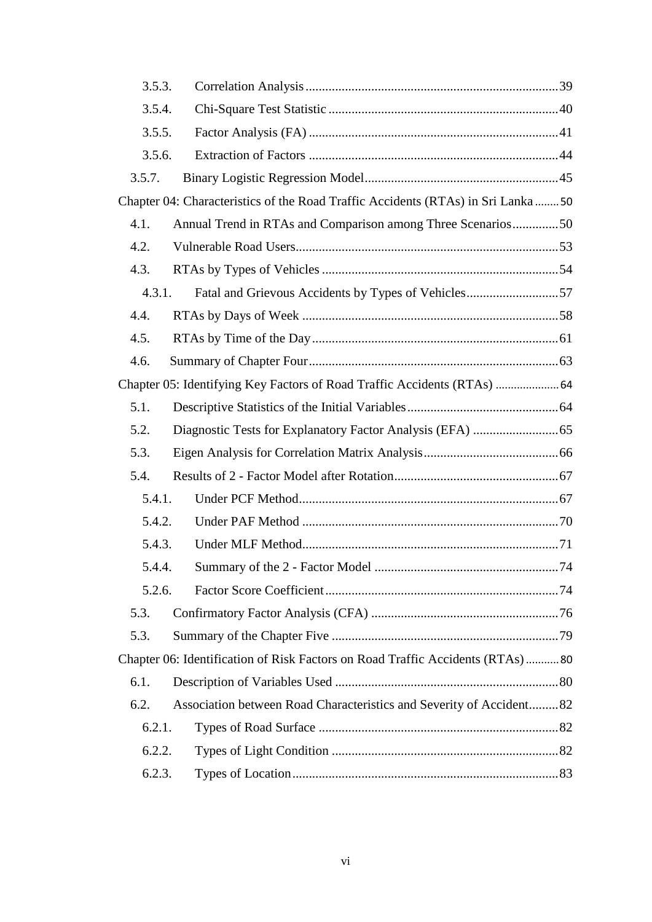3.5.3. Correlation Analysis ..... 39

3.5.4. Chi-Square Test Statistic ..... 40

3.5.5. Factor Analysis (FA) ..... 41

3.5.6. Extraction of Factors ..... 44

3.5.7. Binary Logistic Regression Model ..... 45

Chapter 04: Characteristics of the Road Traffic Accidents (RTAs) in Sri Lanka ..... 50

4.1. Annual Trend in RTAs and Comparison among Three Scenarios ..... 50

4.2. Vulnerable Road Users ..... 53

4.3. RTAs by Types of Vehicles ..... 54

4.3.1. Fatal and Grievous Accidents by Types of Vehicles ..... 57

4.4. RTAs by Days of Week ..... 58

4.5. RTAs by Time of the Day ..... 61

4.6. Summary of Chapter Four ..... 63

Chapter 05: Identifying Key Factors of Road Traffic Accidents (RTAs) ..... 64

5.1. Descriptive Statistics of the Initial Variables ..... 64

5.2. Diagnostic Tests for Explanatory Factor Analysis (EFA) ..... 65

5.3. Eigen Analysis for Correlation Matrix Analysis ..... 66

5.4. Results of 2 - Factor Model after Rotation ..... 67

5.4.1. Under PCF Method ..... 67

5.4.2. Under PAF Method ..... 70

5.4.3. Under MLF Method ..... 71

5.4.4. Summary of the 2 - Factor Model ..... 74

5.2.6. Factor Score Coefficient ..... 74

5.3. Confirmatory Factor Analysis (CFA) ..... 76

5.3. Summary of the Chapter Five ..... 79

Chapter 06: Identification of Risk Factors on Road Traffic Accidents (RTAs) ..... 80

6.1. Description of Variables Used ..... 80

6.2. Association between Road Characteristics and Severity of Accident ..... 82

6.2.1. Types of Road Surface ..... 82

6.2.2. Types of Light Condition ..... 82

6.2.3. Types of Location ..... 83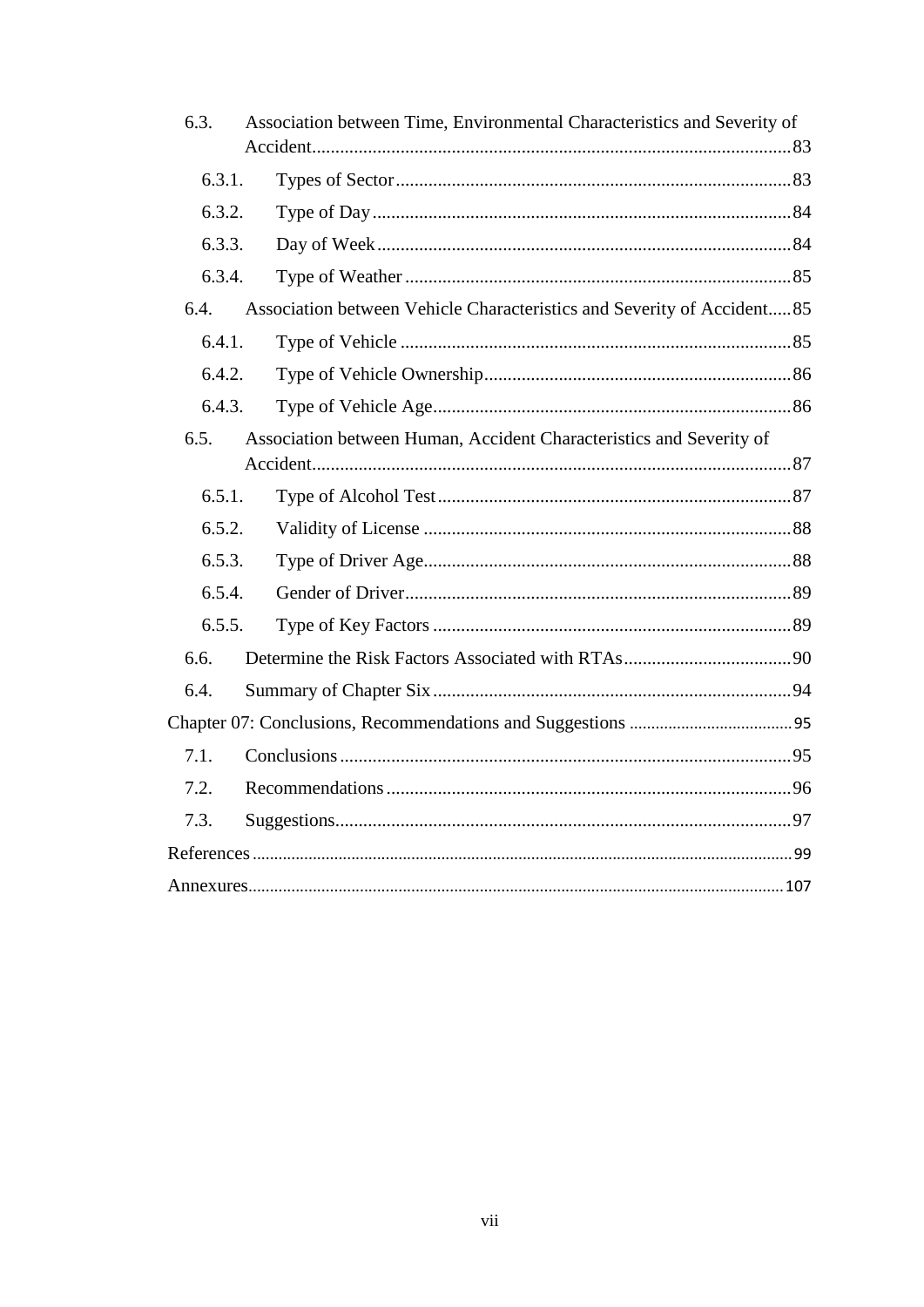- 6.3. Association between Time, Environmental Characteristics and Severity of Accident ..... 83
  - 6.3.1. Types of Sector ..... 83
  - 6.3.2. Type of Day ..... 84
  - 6.3.3. Day of Week ..... 84
  - 6.3.4. Type of Weather ..... 85
- 6.4. Association between Vehicle Characteristics and Severity of Accident ..... 85
  - 6.4.1. Type of Vehicle ..... 85
  - 6.4.2. Type of Vehicle Ownership ..... 86
  - 6.4.3. Type of Vehicle Age ..... 86
- 6.5. Association between Human, Accident Characteristics and Severity of Accident ..... 87
  - 6.5.1. Type of Alcohol Test ..... 87
  - 6.5.2. Validity of License ..... 88
  - 6.5.3. Type of Driver Age ..... 88
  - 6.5.4. Gender of Driver ..... 89
  - 6.5.5. Type of Key Factors ..... 89
- 6.6. Determine the Risk Factors Associated with RTAs ..... 90
- 6.4. Summary of Chapter Six ..... 94

Chapter 07: Conclusions, Recommendations and Suggestions ..... 95

- 7.1. Conclusions ..... 95
- 7.2. Recommendations ..... 96
- 7.3. Suggestions ..... 97

References ..... 99

Annexures ..... 107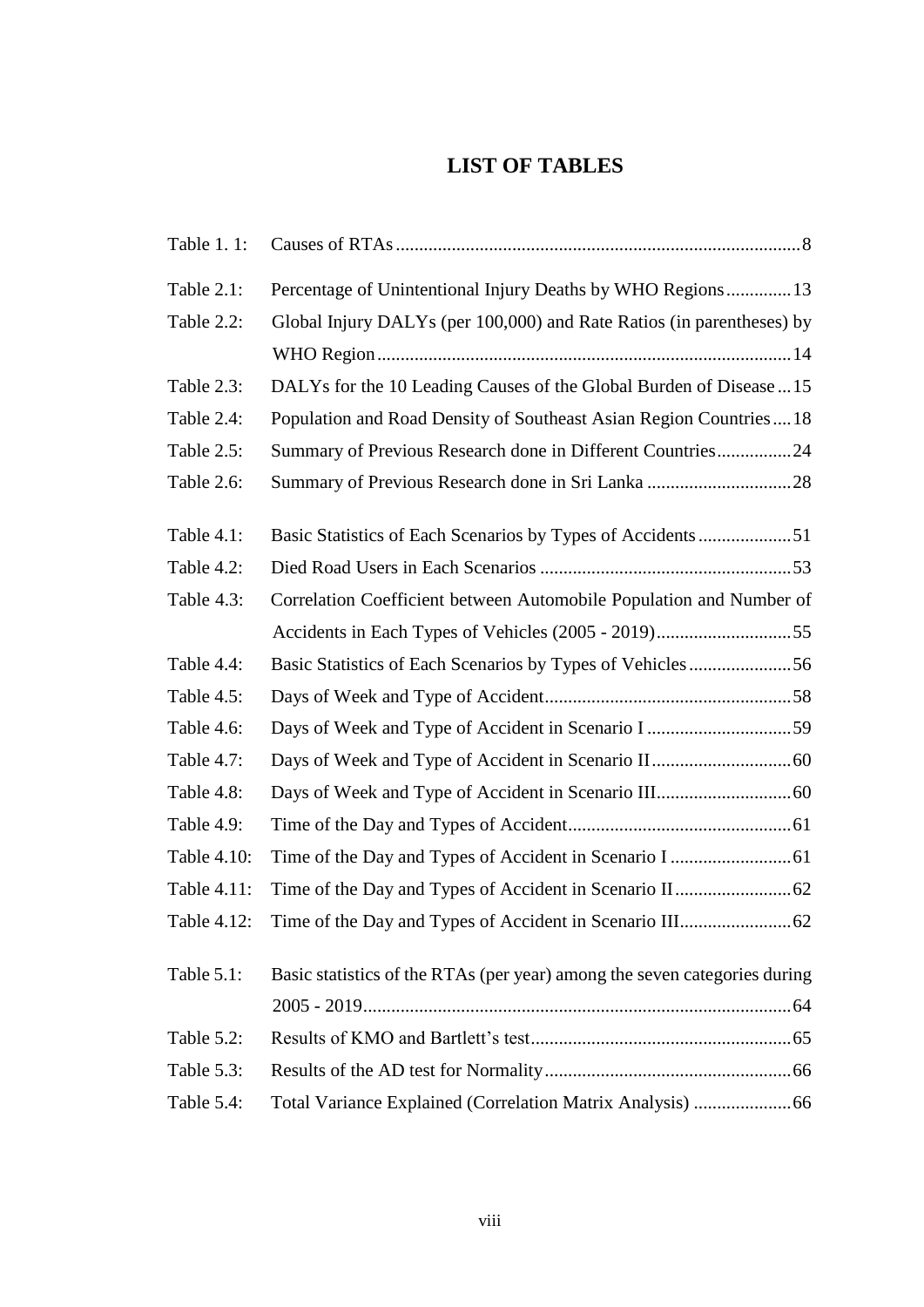# LIST OF TABLES

| | | |
|---|---|---|
| Table 1. 1: | Causes of RTAs | 8 |
| Table 2.1: | Percentage of Unintentional Injury Deaths by WHO Regions | 13 |
| Table 2.2: | Global Injury DALYs (per 100,000) and Rate Ratios (in parentheses) by WHO Region | 14 |
| Table 2.3: | DALYs for the 10 Leading Causes of the Global Burden of Disease | 15 |
| Table 2.4: | Population and Road Density of Southeast Asian Region Countries | 18 |
| Table 2.5: | Summary of Previous Research done in Different Countries | 24 |
| Table 2.6: | Summary of Previous Research done in Sri Lanka | 28 |
| Table 4.1: | Basic Statistics of Each Scenarios by Types of Accidents | 51 |
| Table 4.2: | Died Road Users in Each Scenarios | 53 |
| Table 4.3: | Correlation Coefficient between Automobile Population and Number of Accidents in Each Types of Vehicles (2005 - 2019) | 55 |
| Table 4.4: | Basic Statistics of Each Scenarios by Types of Vehicles | 56 |
| Table 4.5: | Days of Week and Type of Accident | 58 |
| Table 4.6: | Days of Week and Type of Accident in Scenario I | 59 |
| Table 4.7: | Days of Week and Type of Accident in Scenario II | 60 |
| Table 4.8: | Days of Week and Type of Accident in Scenario III | 60 |
| Table 4.9: | Time of the Day and Types of Accident | 61 |
| Table 4.10: | Time of the Day and Types of Accident in Scenario I | 61 |
| Table 4.11: | Time of the Day and Types of Accident in Scenario II | 62 |
| Table 4.12: | Time of the Day and Types of Accident in Scenario III | 62 |
| Table 5.1: | Basic statistics of the RTAs (per year) among the seven categories during 2005 - 2019 | 64 |
| Table 5.2: | Results of KMO and Bartlett's test | 65 |
| Table 5.3: | Results of the AD test for Normality | 66 |
| Table 5.4: | Total Variance Explained (Correlation Matrix Analysis) | 66 |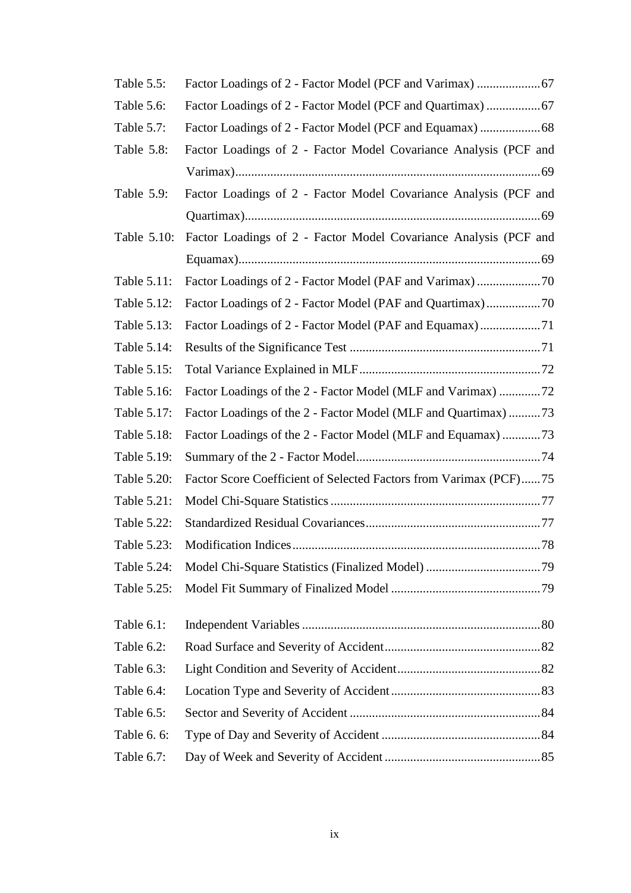Table 5.5: Factor Loadings of 2 - Factor Model (PCF and Varimax) ....................67

Table 5.6: Factor Loadings of 2 - Factor Model (PCF and Quartimax) .................67

Table 5.7: Factor Loadings of 2 - Factor Model (PCF and Equamax) ...................68

Table 5.8: Factor Loadings of 2 - Factor Model Covariance Analysis (PCF and Varimax)................................................................................................69

Table 5.9: Factor Loadings of 2 - Factor Model Covariance Analysis (PCF and Quartimax)............................................................................................69

Table 5.10: Factor Loadings of 2 - Factor Model Covariance Analysis (PCF and Equamax)..............................................................................................69

Table 5.11: Factor Loadings of 2 - Factor Model (PAF and Varimax) ....................70

Table 5.12: Factor Loadings of 2 - Factor Model (PAF and Quartimax) .................70

Table 5.13: Factor Loadings of 2 - Factor Model (PAF and Equamax) ...................71

Table 5.14: Results of the Significance Test ............................................................71

Table 5.15: Total Variance Explained in MLF.........................................................72

Table 5.16: Factor Loadings of the 2 - Factor Model (MLF and Varimax) .............72

Table 5.17: Factor Loadings of the 2 - Factor Model (MLF and Quartimax) ..........73

Table 5.18: Factor Loadings of the 2 - Factor Model (MLF and Equamax) ............73

Table 5.19: Summary of the 2 - Factor Model..........................................................74

Table 5.20: Factor Score Coefficient of Selected Factors from Varimax (PCF)......75

Table 5.21: Model Chi-Square Statistics ..................................................................77

Table 5.22: Standardized Residual Covariances.......................................................77

Table 5.23: Modification Indices..............................................................................78

Table 5.24: Model Chi-Square Statistics (Finalized Model) ....................................79

Table 5.25: Model Fit Summary of Finalized Model ...............................................79

Table 6.1: Independent Variables ...........................................................................80

Table 6.2: Road Surface and Severity of Accident.................................................82

Table 6.3: Light Condition and Severity of Accident.............................................82

Table 6.4: Location Type and Severity of Accident...............................................83

Table 6.5: Sector and Severity of Accident ............................................................84

Table 6. 6: Type of Day and Severity of Accident ..................................................84

Table 6.7: Day of Week and Severity of Accident.................................................85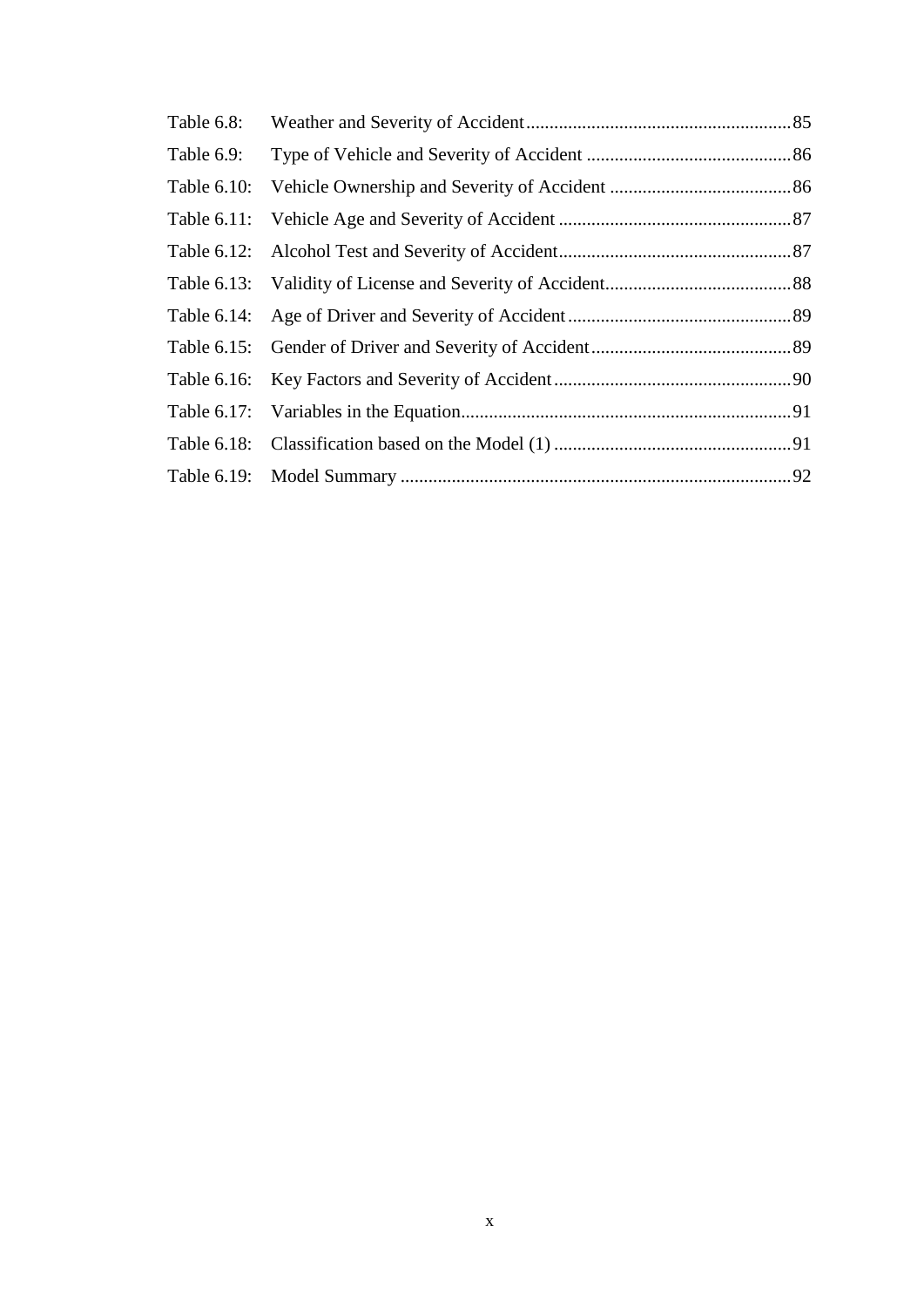| | | |
|---|---|---|
| Table 6.8: | Weather and Severity of Accident | 85 |
| Table 6.9: | Type of Vehicle and Severity of Accident | 86 |
| Table 6.10: | Vehicle Ownership and Severity of Accident | 86 |
| Table 6.11: | Vehicle Age and Severity of Accident | 87 |
| Table 6.12: | Alcohol Test and Severity of Accident | 87 |
| Table 6.13: | Validity of License and Severity of Accident | 88 |
| Table 6.14: | Age of Driver and Severity of Accident | 89 |
| Table 6.15: | Gender of Driver and Severity of Accident | 89 |
| Table 6.16: | Key Factors and Severity of Accident | 90 |
| Table 6.17: | Variables in the Equation | 91 |
| Table 6.18: | Classification based on the Model (1) | 91 |
| Table 6.19: | Model Summary | 92 |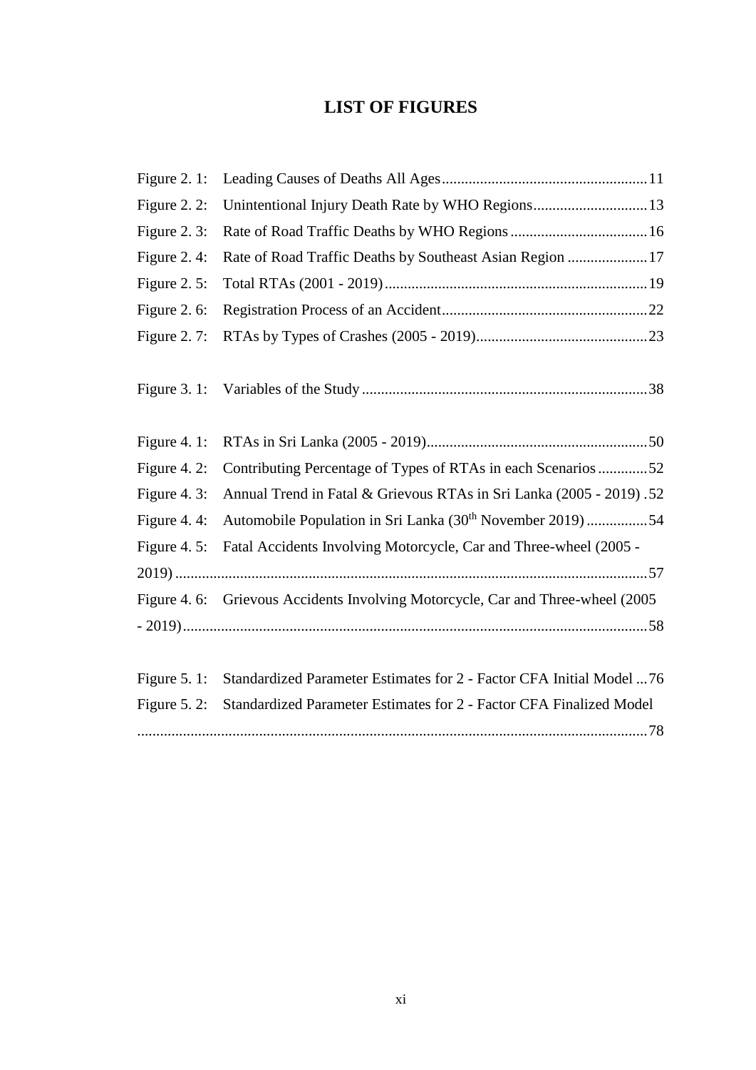# LIST OF FIGURES

Figure 2. 1: Leading Causes of Deaths All Ages......................................................11

Figure 2. 2: Unintentional Injury Death Rate by WHO Regions..............................13

Figure 2. 3: Rate of Road Traffic Deaths by WHO Regions....................................16

Figure 2. 4: Rate of Road Traffic Deaths by Southeast Asian Region .....................17

Figure 2. 5: Total RTAs (2001 - 2019).....................................................................19

Figure 2. 6: Registration Process of an Accident......................................................22

Figure 2. 7: RTAs by Types of Crashes (2005 - 2019).............................................23

Figure 3. 1: Variables of the Study...........................................................................38

Figure 4. 1: RTAs in Sri Lanka (2005 - 2019)..........................................................50

Figure 4. 2: Contributing Percentage of Types of RTAs in each Scenarios.............52

Figure 4. 3: Annual Trend in Fatal & Grievous RTAs in Sri Lanka (2005 - 2019) .52

Figure 4. 4: Automobile Population in Sri Lanka ($30^{th}$ November 2019) ................54

Figure 4. 5: Fatal Accidents Involving Motorcycle, Car and Three-wheel (2005 - 2019) ............................................................................................................57

Figure 4. 6: Grievous Accidents Involving Motorcycle, Car and Three-wheel (2005 - 2019)..........................................................................................................58

Figure 5. 1: Standardized Parameter Estimates for 2 - Factor CFA Initial Model ...76

Figure 5. 2: Standardized Parameter Estimates for 2 - Factor CFA Finalized Model .....................................................................................................................78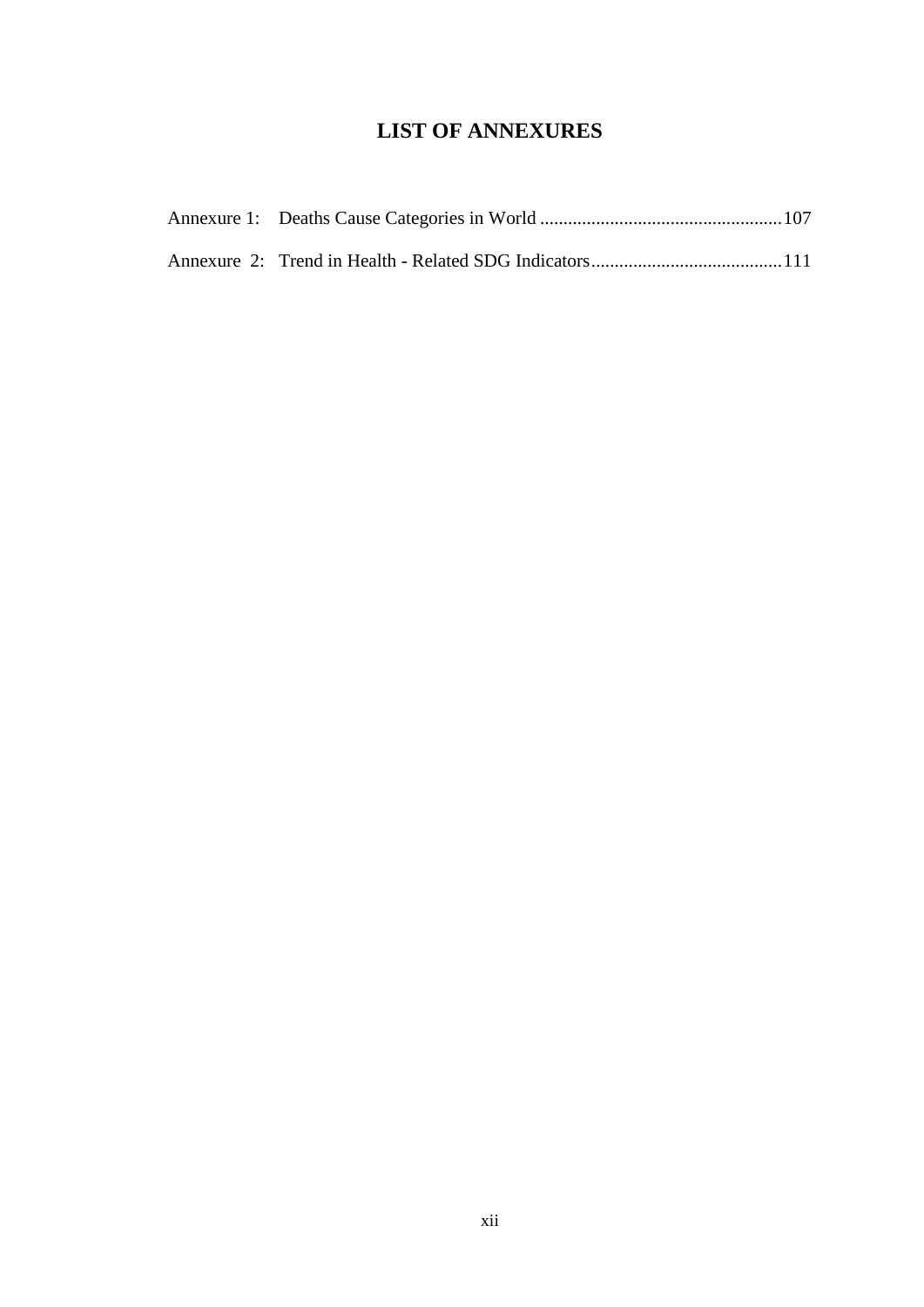# LIST OF ANNEXURES

Annexure 1: Deaths Cause Categories in World ....................................................107

Annexure 2: Trend in Health - Related SDG Indicators.........................................111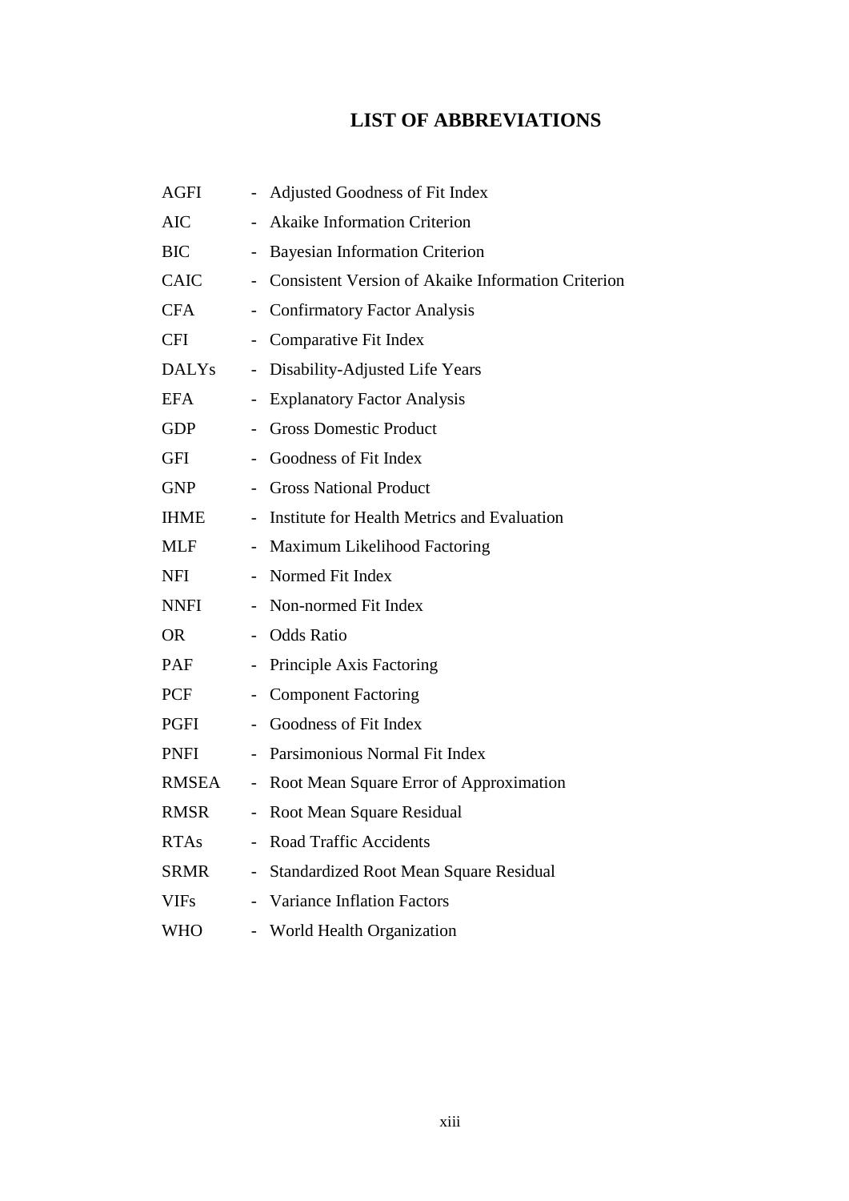# LIST OF ABBREVIATIONS

| | | |
|---|---|---|
| AGFI | - | Adjusted Goodness of Fit Index |
| AIC | - | Akaike Information Criterion |
| BIC | - | Bayesian Information Criterion |
| CAIC | - | Consistent Version of Akaike Information Criterion |
| CFA | - | Confirmatory Factor Analysis |
| CFI | - | Comparative Fit Index |
| DALYs | - | Disability-Adjusted Life Years |
| EFA | - | Explanatory Factor Analysis |
| GDP | - | Gross Domestic Product |
| GFI | - | Goodness of Fit Index |
| GNP | - | Gross National Product |
| IHME | - | Institute for Health Metrics and Evaluation |
| MLF | - | Maximum Likelihood Factoring |
| NFI | - | Normed Fit Index |
| NNFI | - | Non-normed Fit Index |
| OR | - | Odds Ratio |
| PAF | - | Principle Axis Factoring |
| PCF | - | Component Factoring |
| PGFI | - | Goodness of Fit Index |
| PNFI | - | Parsimonious Normal Fit Index |
| RMSEA | - | Root Mean Square Error of Approximation |
| RMSR | - | Root Mean Square Residual |
| RTAs | - | Road Traffic Accidents |
| SRMR | - | Standardized Root Mean Square Residual |
| VIFs | - | Variance Inflation Factors |
| WHO | - | World Health Organization |